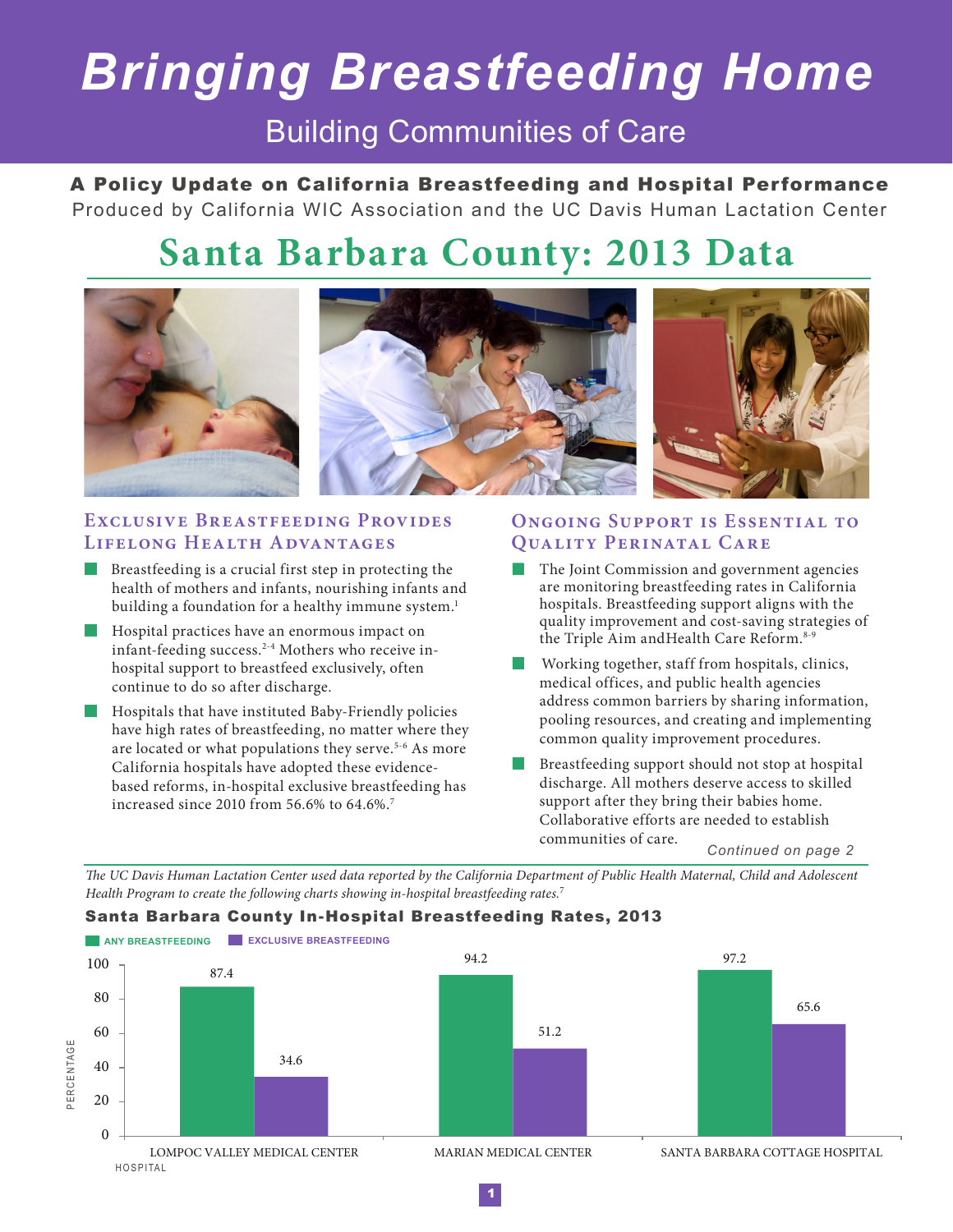# Bringing Breastfeeding Home

## Building Communities of Care

**A Policy Update on California Breastfeeding and Hospital Performance**

Produced by California WIC Association and the UC Davis Human Lactation Center

# Santa Barbara County: 2013 Data

### Exclusive Breastfeeding Provides Lifelong Health Advantages

- Breastfeeding is a crucial first step in protecting the health of mothers and infants, nourishing infants and building a foundation for a healthy immune system.[1]
- Hospital practices have an enormous impact on infant-feeding success.[2-4] Mothers who receive in-hospital support to breastfeed exclusively, often continue to do so after discharge.
- Hospitals that have instituted Baby-Friendly policies have high rates of breastfeeding, no matter where they are located or what populations they serve.[5-6] As more California hospitals have adopted these evidence-based reforms, in-hospital exclusive breastfeeding has increased since 2010 from 56.6% to 64.6%.[7]

### Ongoing Support is Essential to Quality Perinatal Care

- The Joint Commission and government agencies are monitoring breastfeeding rates in California hospitals. Breastfeeding support aligns with the quality improvement and cost-saving strategies of the Triple Aim andHealth Care Reform.[8-9]
- Working together, staff from hospitals, clinics, medical offices, and public health agencies address common barriers by sharing information, pooling resources, and creating and implementing common quality improvement procedures.
- Breastfeeding support should not stop at hospital discharge. All mothers deserve access to skilled support after they bring their babies home. Collaborative efforts are needed to establish communities of care.

*Continued on page 2*

*The UC Davis Human Lactation Center used data reported by the California Department of Public Health Maternal, Child and Adolescent Health Program to create the following charts showing in-hospital breastfeeding rates.*[7]

**Santa Barbara County In-Hospital Breastfeeding Rates, 2013**

| Hospital | Any Breastfeeding (%) | Exclusive Breastfeeding (%) |
|---|---|---|
| Lompoc Valley Medical Center | 87.4 | 34.6 |
| Marian Medical Center | 94.2 | 51.2 |
| Santa Barbara Cottage Hospital | 97.2 | 65.6 |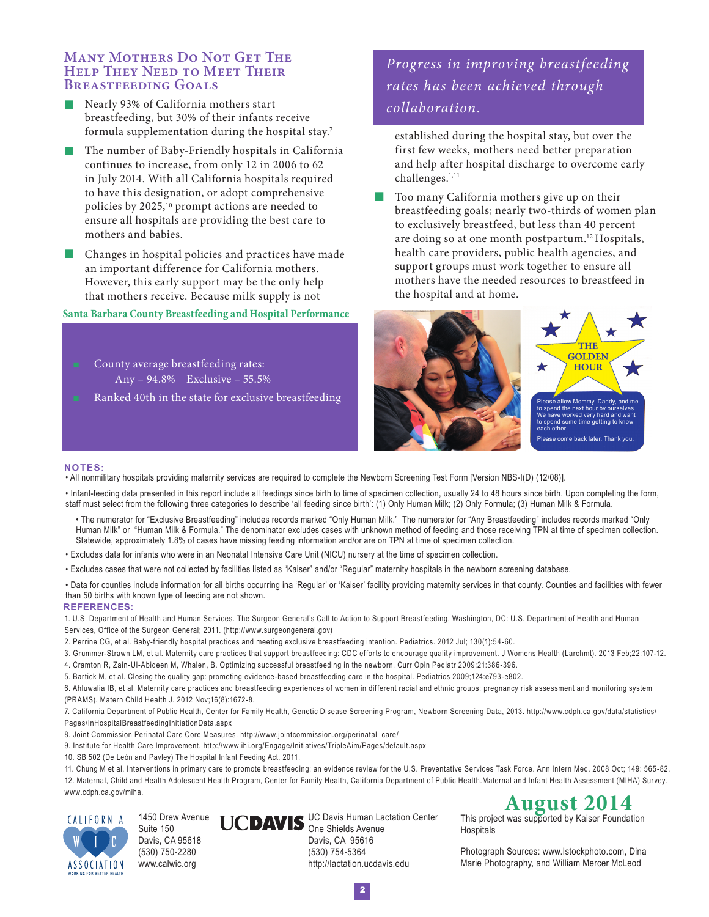## Many Mothers Do Not Get The Help They Need to Meet Their Breastfeeding Goals

- Nearly 93% of California mothers start breastfeeding, but 30% of their infants receive formula supplementation during the hospital stay.[7]
- The number of Baby-Friendly hospitals in California continues to increase, from only 12 in 2006 to 62 in July 2014. With all California hospitals required to have this designation, or adopt comprehensive policies by 2025,[10] prompt actions are needed to ensure all hospitals are providing the best care to mothers and babies.
- Changes in hospital policies and practices have made an important difference for California mothers. However, this early support may be the only help that mothers receive. Because milk supply is not established during the hospital stay, but over the first few weeks, mothers need better preparation and help after hospital discharge to overcome early challenges.[1,11]
- Too many California mothers give up on their breastfeeding goals; nearly two-thirds of women plan to exclusively breastfeed, but less than 40 percent are doing so at one month postpartum.[12] Hospitals, health care providers, public health agencies, and support groups must work together to ensure all mothers have the needed resources to breastfeed in the hospital and at home.

*Progress in improving breastfeeding rates has been achieved through collaboration.*

### Santa Barbara County Breastfeeding and Hospital Performance

- County average breastfeeding rates:
  Any – 94.8%    Exclusive – 55.5%
- Ranked 40th in the state for exclusive breastfeeding

THE GOLDEN HOUR

Please allow Mommy, Daddy, and me to spend the next hour by ourselves. We have worked very hard and want to spend some time getting to know each other.

Please come back later. Thank you.

**NOTES:**

- All nonmilitary hospitals providing maternity services are required to complete the Newborn Screening Test Form [Version NBS-I(D) (12/08)].
- Infant-feeding data presented in this report include all feedings since birth to time of specimen collection, usually 24 to 48 hours since birth. Upon completing the form, staff must select from the following three categories to describe 'all feeding since birth': (1) Only Human Milk; (2) Only Formula; (3) Human Milk & Formula.
  - The numerator for "Exclusive Breastfeeding" includes records marked "Only Human Milk." The numerator for "Any Breastfeeding" includes records marked "Only Human Milk" or "Human Milk & Formula." The denominator excludes cases with unknown method of feeding and those receiving TPN at time of specimen collection. Statewide, approximately 1.8% of cases have missing feeding information and/or are on TPN at time of specimen collection.
- Excludes data for infants who were in an Neonatal Intensive Care Unit (NICU) nursery at the time of specimen collection.
- Excludes cases that were not collected by facilities listed as "Kaiser" and/or "Regular" maternity hospitals in the newborn screening database.
- Data for counties include information for all births occurring ina 'Regular' or 'Kaiser' facility providing maternity services in that county. Counties and facilities with fewer than 50 births with known type of feeding are not shown.

**REFERENCES:**

1. U.S. Department of Health and Human Services. The Surgeon General's Call to Action to Support Breastfeeding. Washington, DC: U.S. Department of Health and Human Services, Office of the Surgeon General; 2011. (http://www.surgeongeneral.gov)
2. Perrine CG, et al. Baby-friendly hospital practices and meeting exclusive breastfeeding intention. Pediatrics. 2012 Jul; 130(1):54-60.
3. Grummer-Strawn LM, et al. Maternity care practices that support breastfeeding: CDC efforts to encourage quality improvement. J Womens Health (Larchmt). 2013 Feb;22:107-12.
4. Cramton R, Zain-Ul-Abideen M, Whalen, B. Optimizing successful breastfeeding in the newborn. Curr Opin Pediatr 2009;21:386-396.
5. Bartick M, et al. Closing the quality gap: promoting evidence-based breastfeeding care in the hospital. Pediatrics 2009;124:e793-e802.
6. Ahluwalia IB, et al. Maternity care practices and breastfeeding experiences of women in different racial and ethnic groups: pregnancy risk assessment and monitoring system (PRAMS). Matern Child Health J. 2012 Nov;16(8):1672-8.
7. California Department of Public Health, Center for Family Health, Genetic Disease Screening Program, Newborn Screening Data, 2013. http://www.cdph.ca.gov/data/statistics/Pages/InHospitalBreastfeedingInitiationData.aspx
8. Joint Commission Perinatal Care Core Measures. http://www.jointcommission.org/perinatal_care/
9. Institute for Health Care Improvement. http://www.ihi.org/Engage/Initiatives/TripleAim/Pages/default.aspx
10. SB 502 (De León and Pavley) The Hospital Infant Feeding Act, 2011.
11. Chung M et al. Interventions in primary care to promote breastfeeding: an evidence review for the U.S. Preventative Services Task Force. Ann Intern Med. 2008 Oct; 149: 565-82.
12. Maternal, Child and Health Adolescent Health Program, Center for Family Health, California Department of Public Health.Maternal and Infant Health Assessment (MIHA) Survey. www.cdph.ca.gov/miha.

**August 2014**

CALIFORNIA WIC ASSOCIATION
WORKING FOR BETTER HEALTH

1450 Drew Avenue
Suite 150
Davis, CA 95618
(530) 750-2280
www.calwic.org

UC DAVIS

UC Davis Human Lactation Center
One Shields Avenue
Davis, CA 95616
(530) 754-5364
http://lactation.ucdavis.edu

This project was supported by Kaiser Foundation Hospitals

Photograph Sources: www.Istockphoto.com, Dina Marie Photography, and William Mercer McLeod